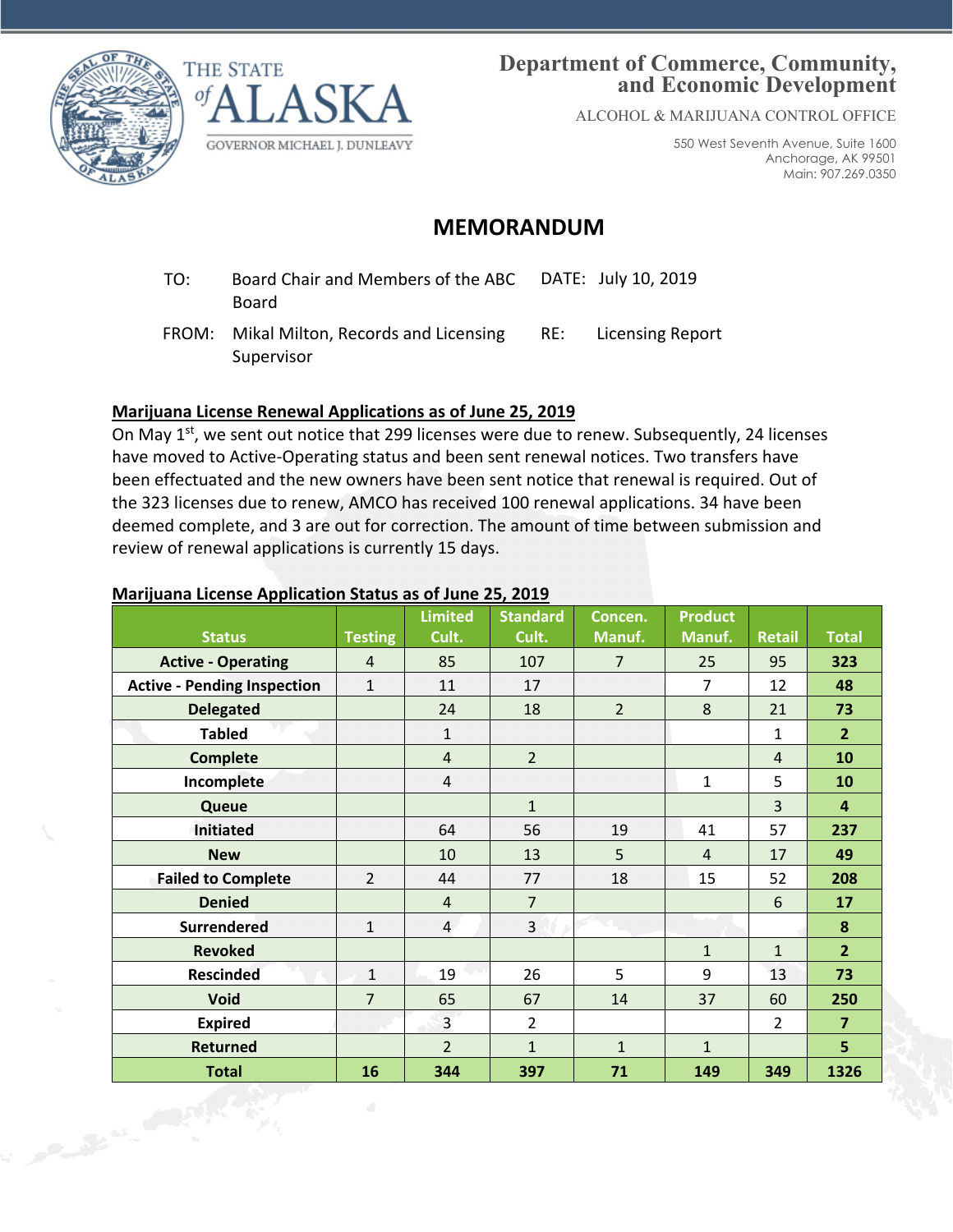THE STATE of ALASKA

GOVERNOR MICHAEL J. DUNLEAVY

**Department of Commerce, Community, and Economic Development**

ALCOHOL & MARIJUANA CONTROL OFFICE

550 West Seventh Avenue, Suite 1600
Anchorage, AK 99501
Main: 907.269.0350

# MEMORANDUM

TO: Board Chair and Members of the ABC Board

DATE: July 10, 2019

FROM: Mikal Milton, Records and Licensing Supervisor

RE: Licensing Report

## Marijuana License Renewal Applications as of June 25, 2019

On May 1st, we sent out notice that 299 licenses were due to renew. Subsequently, 24 licenses have moved to Active-Operating status and been sent renewal notices. Two transfers have been effectuated and the new owners have been sent notice that renewal is required. Out of the 323 licenses due to renew, AMCO has received 100 renewal applications. 34 have been deemed complete, and 3 are out for correction. The amount of time between submission and review of renewal applications is currently 15 days.

## Marijuana License Application Status as of June 25, 2019

| Status | Testing | Limited Cult. | Standard Cult. | Concen. Manuf. | Product Manuf. | Retail | Total |
|---|---|---|---|---|---|---|---|
| **Active - Operating** | 4 | 85 | 107 | 7 | 25 | 95 | **323** |
| **Active - Pending Inspection** | 1 | 11 | 17 | | 7 | 12 | **48** |
| **Delegated** | | 24 | 18 | 2 | 8 | 21 | **73** |
| **Tabled** | | 1 | | | | 1 | **2** |
| **Complete** | | 4 | 2 | | | 4 | **10** |
| **Incomplete** | | 4 | | | 1 | 5 | **10** |
| **Queue** | | | 1 | | | 3 | **4** |
| **Initiated** | | 64 | 56 | 19 | 41 | 57 | **237** |
| **New** | | 10 | 13 | 5 | 4 | 17 | **49** |
| **Failed to Complete** | 2 | 44 | 77 | 18 | 15 | 52 | **208** |
| **Denied** | | 4 | 7 | | | 6 | **17** |
| **Surrendered** | 1 | 4 | 3 | | | | **8** |
| **Revoked** | | | | | 1 | 1 | **2** |
| **Rescinded** | 1 | 19 | 26 | 5 | 9 | 13 | **73** |
| **Void** | 7 | 65 | 67 | 14 | 37 | 60 | **250** |
| **Expired** | | 3 | 2 | | | 2 | **7** |
| **Returned** | | 2 | 1 | 1 | 1 | | **5** |
| **Total** | **16** | **344** | **397** | **71** | **149** | **349** | **1326** |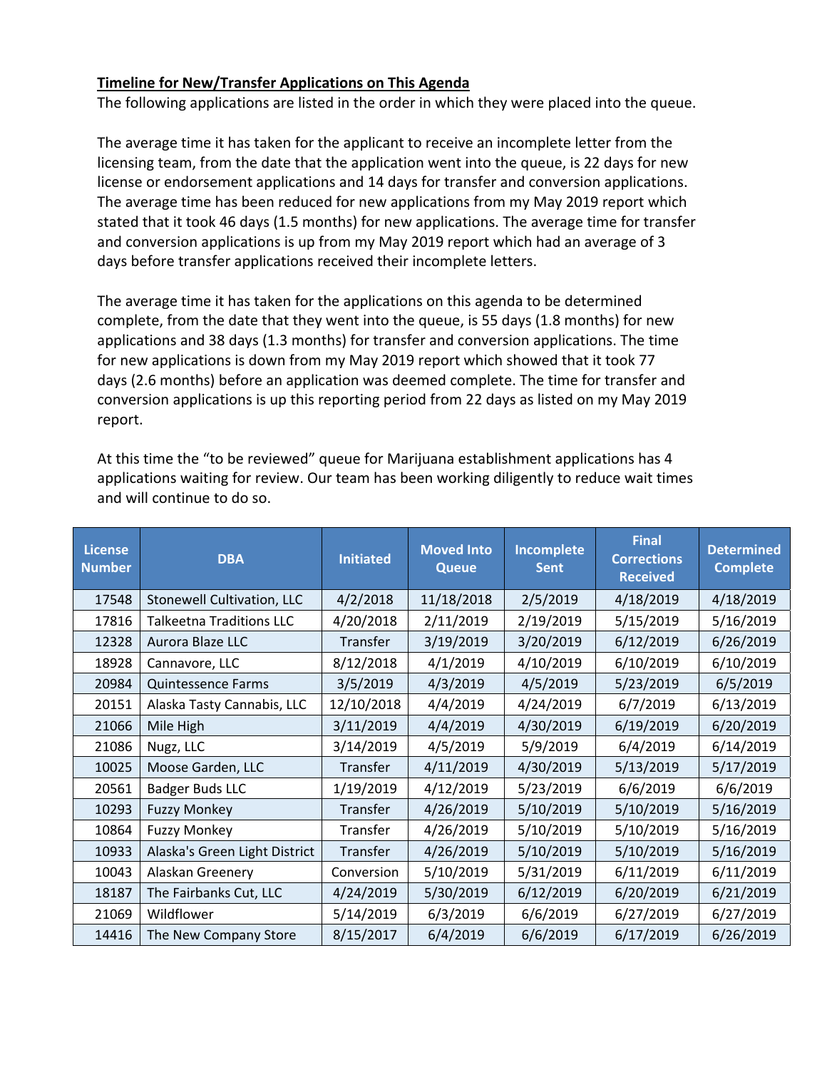**Timeline for New/Transfer Applications on This Agenda**

The following applications are listed in the order in which they were placed into the queue.

The average time it has taken for the applicant to receive an incomplete letter from the licensing team, from the date that the application went into the queue, is 22 days for new license or endorsement applications and 14 days for transfer and conversion applications. The average time has been reduced for new applications from my May 2019 report which stated that it took 46 days (1.5 months) for new applications. The average time for transfer and conversion applications is up from my May 2019 report which had an average of 3 days before transfer applications received their incomplete letters.

The average time it has taken for the applications on this agenda to be determined complete, from the date that they went into the queue, is 55 days (1.8 months) for new applications and 38 days (1.3 months) for transfer and conversion applications. The time for new applications is down from my May 2019 report which showed that it took 77 days (2.6 months) before an application was deemed complete. The time for transfer and conversion applications is up this reporting period from 22 days as listed on my May 2019 report.

At this time the "to be reviewed" queue for Marijuana establishment applications has 4 applications waiting for review. Our team has been working diligently to reduce wait times and will continue to do so.

| License Number | DBA | Initiated | Moved Into Queue | Incomplete Sent | Final Corrections Received | Determined Complete |
|---|---|---|---|---|---|---|
| 17548 | Stonewell Cultivation, LLC | 4/2/2018 | 11/18/2018 | 2/5/2019 | 4/18/2019 | 4/18/2019 |
| 17816 | Talkeetna Traditions LLC | 4/20/2018 | 2/11/2019 | 2/19/2019 | 5/15/2019 | 5/16/2019 |
| 12328 | Aurora Blaze LLC | Transfer | 3/19/2019 | 3/20/2019 | 6/12/2019 | 6/26/2019 |
| 18928 | Cannavore, LLC | 8/12/2018 | 4/1/2019 | 4/10/2019 | 6/10/2019 | 6/10/2019 |
| 20984 | Quintessence Farms | 3/5/2019 | 4/3/2019 | 4/5/2019 | 5/23/2019 | 6/5/2019 |
| 20151 | Alaska Tasty Cannabis, LLC | 12/10/2018 | 4/4/2019 | 4/24/2019 | 6/7/2019 | 6/13/2019 |
| 21066 | Mile High | 3/11/2019 | 4/4/2019 | 4/30/2019 | 6/19/2019 | 6/20/2019 |
| 21086 | Nugz, LLC | 3/14/2019 | 4/5/2019 | 5/9/2019 | 6/4/2019 | 6/14/2019 |
| 10025 | Moose Garden, LLC | Transfer | 4/11/2019 | 4/30/2019 | 5/13/2019 | 5/17/2019 |
| 20561 | Badger Buds LLC | 1/19/2019 | 4/12/2019 | 5/23/2019 | 6/6/2019 | 6/6/2019 |
| 10293 | Fuzzy Monkey | Transfer | 4/26/2019 | 5/10/2019 | 5/10/2019 | 5/16/2019 |
| 10864 | Fuzzy Monkey | Transfer | 4/26/2019 | 5/10/2019 | 5/10/2019 | 5/16/2019 |
| 10933 | Alaska's Green Light District | Transfer | 4/26/2019 | 5/10/2019 | 5/10/2019 | 5/16/2019 |
| 10043 | Alaskan Greenery | Conversion | 5/10/2019 | 5/31/2019 | 6/11/2019 | 6/11/2019 |
| 18187 | The Fairbanks Cut, LLC | 4/24/2019 | 5/30/2019 | 6/12/2019 | 6/20/2019 | 6/21/2019 |
| 21069 | Wildflower | 5/14/2019 | 6/3/2019 | 6/6/2019 | 6/27/2019 | 6/27/2019 |
| 14416 | The New Company Store | 8/15/2017 | 6/4/2019 | 6/6/2019 | 6/17/2019 | 6/26/2019 |